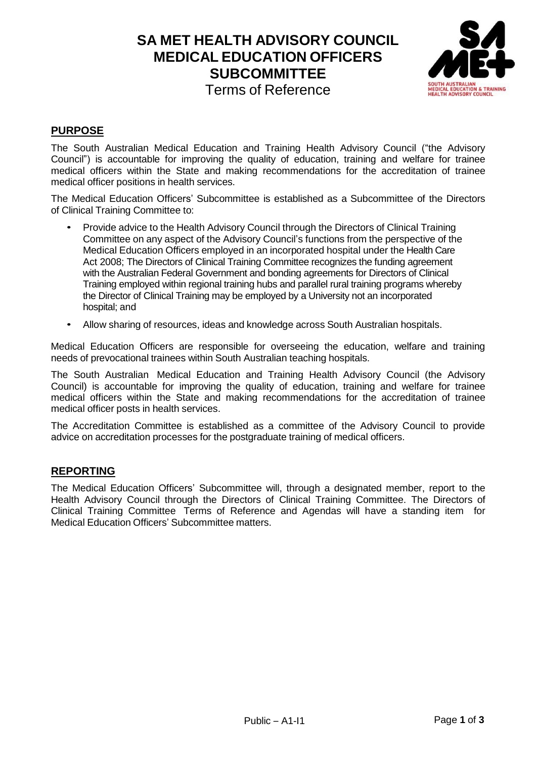# SA MET HEALTH ADVISORY COUNCIL MEDICAL EDUCATION OFFICERS SUBCOMMITTEE

Terms of Reference

## PURPOSE

The South Australian Medical Education and Training Health Advisory Council ("the Advisory Council") is accountable for improving the quality of education, training and welfare for trainee medical officers within the State and making recommendations for the accreditation of trainee medical officer positions in health services.

The Medical Education Officers' Subcommittee is established as a Subcommittee of the Directors of Clinical Training Committee to:

- Provide advice to the Health Advisory Council through the Directors of Clinical Training Committee on any aspect of the Advisory Council's functions from the perspective of the Medical Education Officers employed in an incorporated hospital under the Health Care Act 2008; The Directors of Clinical Training Committee recognizes the funding agreement with the Australian Federal Government and bonding agreements for Directors of Clinical Training employed within regional training hubs and parallel rural training programs whereby the Director of Clinical Training may be employed by a University not an incorporated hospital; and
- Allow sharing of resources, ideas and knowledge across South Australian hospitals.

Medical Education Officers are responsible for overseeing the education, welfare and training needs of prevocational trainees within South Australian teaching hospitals.

The South Australian Medical Education and Training Health Advisory Council (the Advisory Council) is accountable for improving the quality of education, training and welfare for trainee medical officers within the State and making recommendations for the accreditation of trainee medical officer posts in health services.

The Accreditation Committee is established as a committee of the Advisory Council to provide advice on accreditation processes for the postgraduate training of medical officers.

## REPORTING

The Medical Education Officers' Subcommittee will, through a designated member, report to the Health Advisory Council through the Directors of Clinical Training Committee. The Directors of Clinical Training Committee Terms of Reference and Agendas will have a standing item for Medical Education Officers' Subcommittee matters.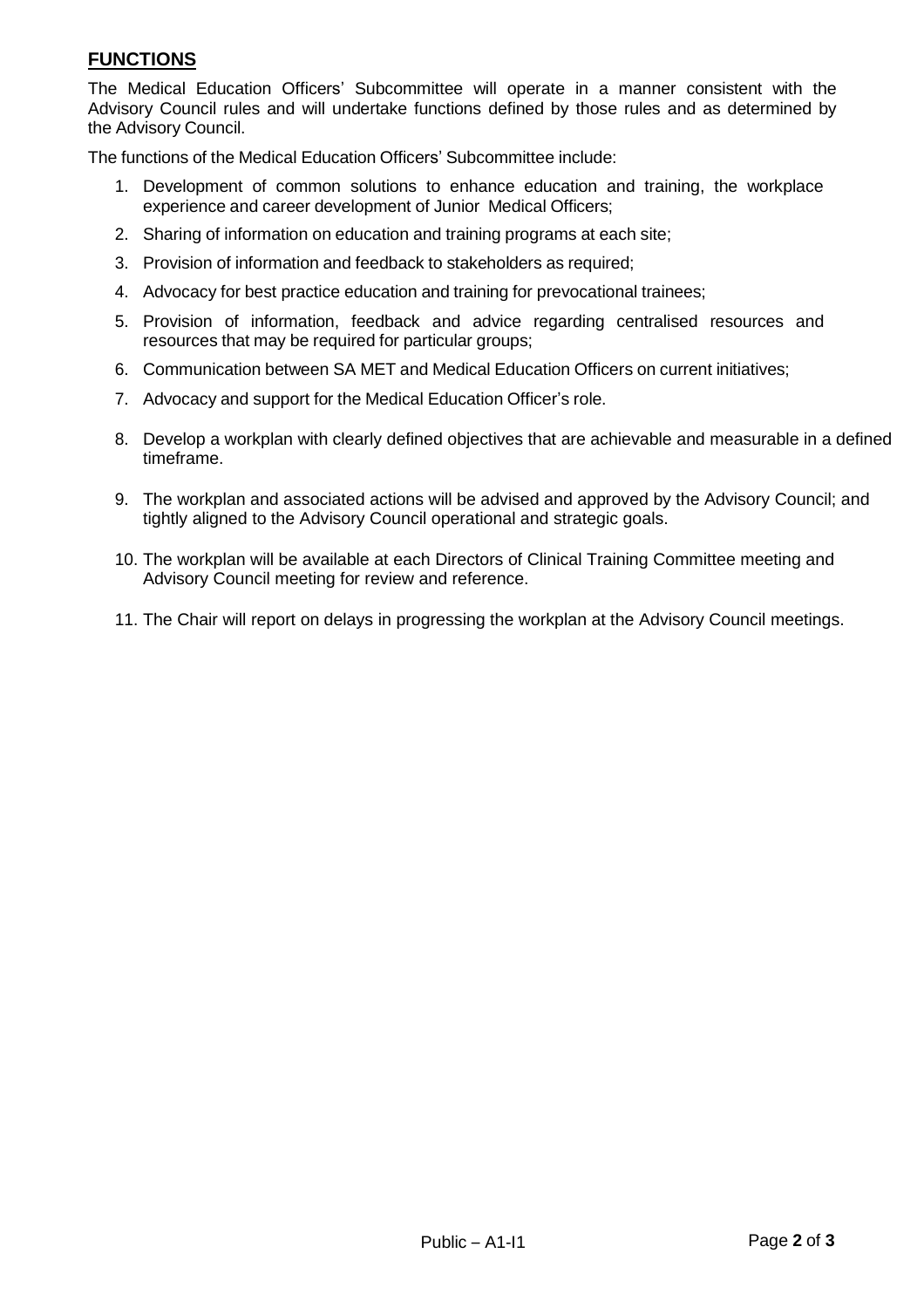## FUNCTIONS

The Medical Education Officers' Subcommittee will operate in a manner consistent with the Advisory Council rules and will undertake functions defined by those rules and as determined by the Advisory Council.

The functions of the Medical Education Officers' Subcommittee include:

1. Development of common solutions to enhance education and training, the workplace experience and career development of Junior Medical Officers;
2. Sharing of information on education and training programs at each site;
3. Provision of information and feedback to stakeholders as required;
4. Advocacy for best practice education and training for prevocational trainees;
5. Provision of information, feedback and advice regarding centralised resources and resources that may be required for particular groups;
6. Communication between SA MET and Medical Education Officers on current initiatives;
7. Advocacy and support for the Medical Education Officer's role.
8. Develop a workplan with clearly defined objectives that are achievable and measurable in a defined timeframe.
9. The workplan and associated actions will be advised and approved by the Advisory Council; and tightly aligned to the Advisory Council operational and strategic goals.
10. The workplan will be available at each Directors of Clinical Training Committee meeting and Advisory Council meeting for review and reference.
11. The Chair will report on delays in progressing the workplan at the Advisory Council meetings.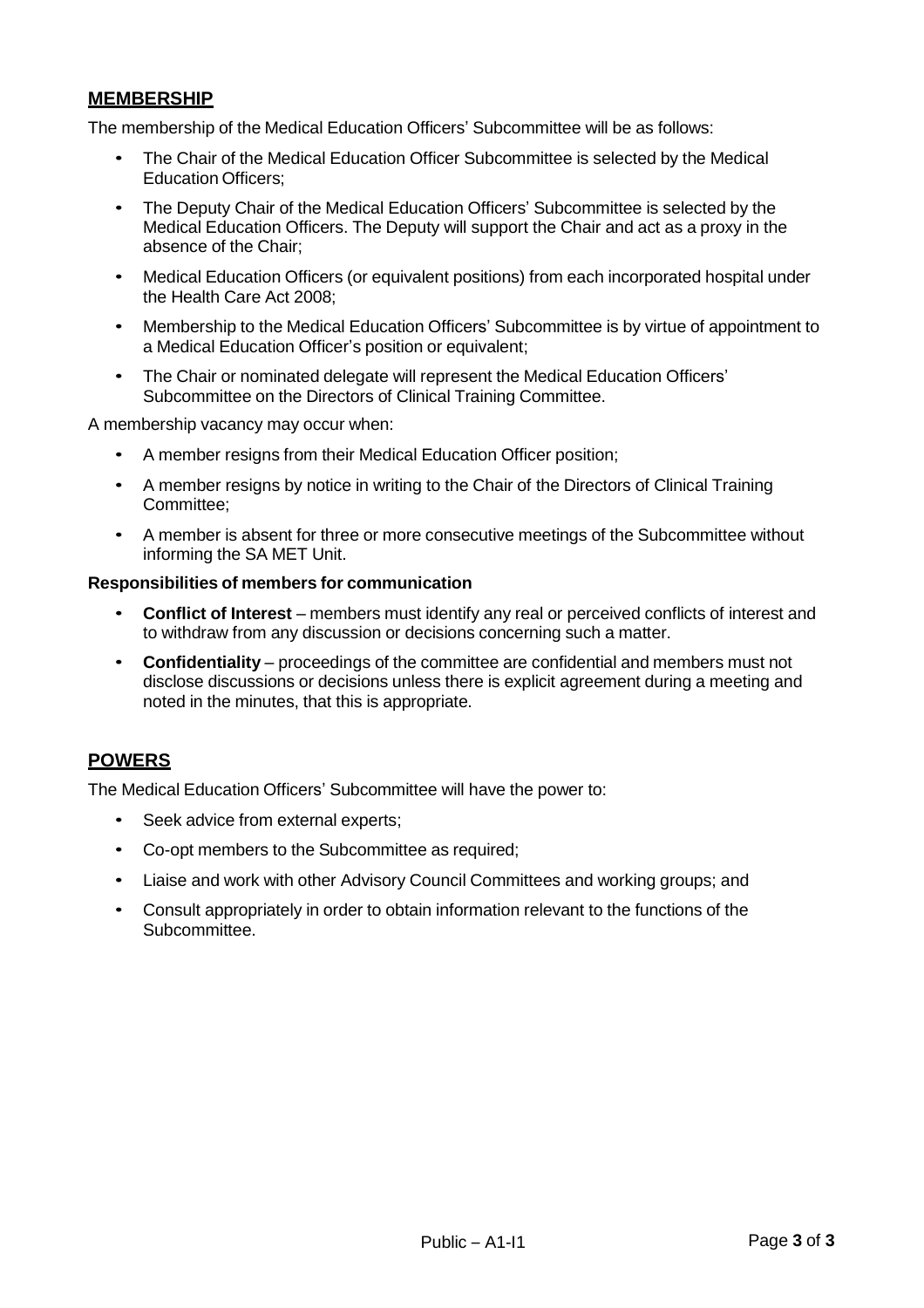## MEMBERSHIP

The membership of the Medical Education Officers' Subcommittee will be as follows:

- The Chair of the Medical Education Officer Subcommittee is selected by the Medical Education Officers;
- The Deputy Chair of the Medical Education Officers' Subcommittee is selected by the Medical Education Officers. The Deputy will support the Chair and act as a proxy in the absence of the Chair;
- Medical Education Officers (or equivalent positions) from each incorporated hospital under the Health Care Act 2008;
- Membership to the Medical Education Officers' Subcommittee is by virtue of appointment to a Medical Education Officer's position or equivalent;
- The Chair or nominated delegate will represent the Medical Education Officers' Subcommittee on the Directors of Clinical Training Committee.

A membership vacancy may occur when:

- A member resigns from their Medical Education Officer position;
- A member resigns by notice in writing to the Chair of the Directors of Clinical Training Committee;
- A member is absent for three or more consecutive meetings of the Subcommittee without informing the SA MET Unit.

**Responsibilities of members for communication**

- **Conflict of Interest** – members must identify any real or perceived conflicts of interest and to withdraw from any discussion or decisions concerning such a matter.
- **Confidentiality** – proceedings of the committee are confidential and members must not disclose discussions or decisions unless there is explicit agreement during a meeting and noted in the minutes, that this is appropriate.

## POWERS

The Medical Education Officers' Subcommittee will have the power to:

- Seek advice from external experts;
- Co-opt members to the Subcommittee as required;
- Liaise and work with other Advisory Council Committees and working groups; and
- Consult appropriately in order to obtain information relevant to the functions of the Subcommittee.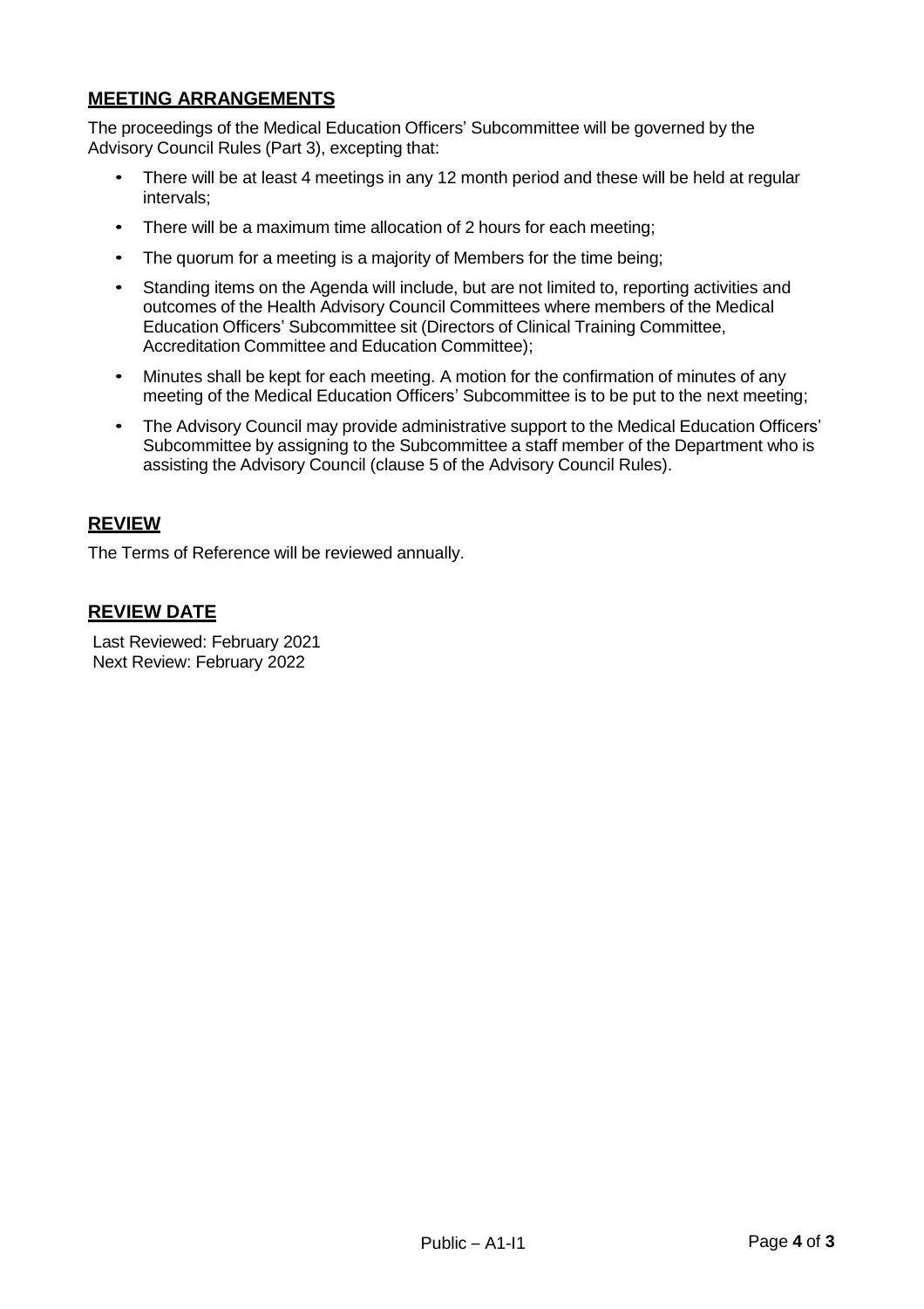## MEETING ARRANGEMENTS

The proceedings of the Medical Education Officers' Subcommittee will be governed by the Advisory Council Rules (Part 3), excepting that:

- There will be at least 4 meetings in any 12 month period and these will be held at regular intervals;
- There will be a maximum time allocation of 2 hours for each meeting;
- The quorum for a meeting is a majority of Members for the time being;
- Standing items on the Agenda will include, but are not limited to, reporting activities and outcomes of the Health Advisory Council Committees where members of the Medical Education Officers' Subcommittee sit (Directors of Clinical Training Committee, Accreditation Committee and Education Committee);
- Minutes shall be kept for each meeting. A motion for the confirmation of minutes of any meeting of the Medical Education Officers' Subcommittee is to be put to the next meeting;
- The Advisory Council may provide administrative support to the Medical Education Officers' Subcommittee by assigning to the Subcommittee a staff member of the Department who is assisting the Advisory Council (clause 5 of the Advisory Council Rules).

## REVIEW

The Terms of Reference will be reviewed annually.

## REVIEW DATE

Last Reviewed: February 2021
Next Review: February 2022

Public – A1-I1